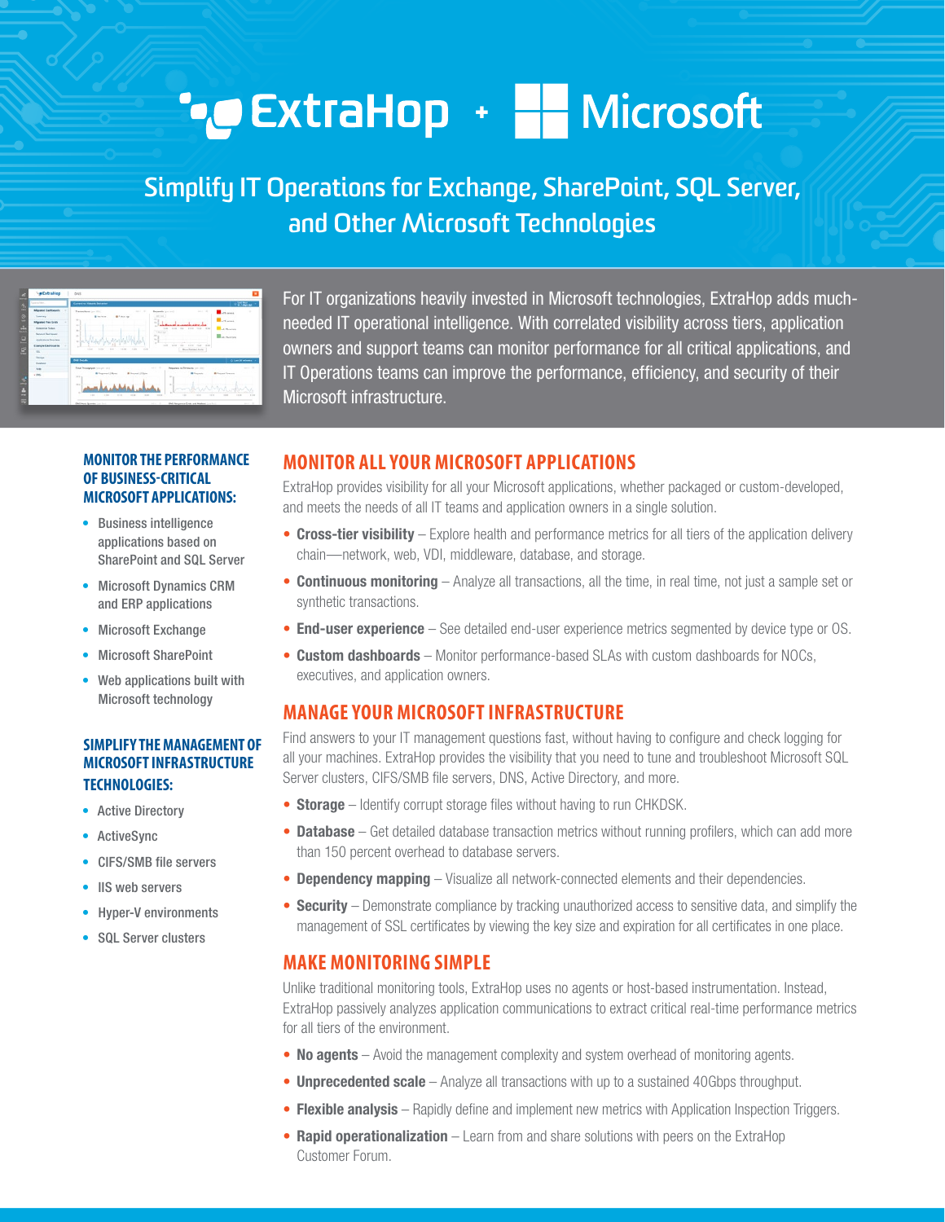# ExtraHop + Microsoft

## Simplify IT Operations for Exchange, SharePoint, SQL Server, and Other Microsoft Technologies

For IT organizations heavily invested in Microsoft technologies, ExtraHop adds much-needed IT operational intelligence. With correlated visibility across tiers, application owners and support teams can monitor performance for all critical applications, and IT Operations teams can improve the performance, efficiency, and security of their Microsoft infrastructure.

### MONITOR THE PERFORMANCE OF BUSINESS-CRITICAL MICROSOFT APPLICATIONS:

- Business intelligence applications based on SharePoint and SQL Server
- Microsoft Dynamics CRM and ERP applications
- Microsoft Exchange
- Microsoft SharePoint
- Web applications built with Microsoft technology

### SIMPLIFY THE MANAGEMENT OF MICROSOFT INFRASTRUCTURE TECHNOLOGIES:

- Active Directory
- ActiveSync
- CIFS/SMB file servers
- IIS web servers
- Hyper-V environments
- SQL Server clusters

## MONITOR ALL YOUR MICROSOFT APPLICATIONS

ExtraHop provides visibility for all your Microsoft applications, whether packaged or custom-developed, and meets the needs of all IT teams and application owners in a single solution.

- **Cross-tier visibility** – Explore health and performance metrics for all tiers of the application delivery chain—network, web, VDI, middleware, database, and storage.
- **Continuous monitoring** – Analyze all transactions, all the time, in real time, not just a sample set or synthetic transactions.
- **End-user experience** – See detailed end-user experience metrics segmented by device type or OS.
- **Custom dashboards** – Monitor performance-based SLAs with custom dashboards for NOCs, executives, and application owners.

## MANAGE YOUR MICROSOFT INFRASTRUCTURE

Find answers to your IT management questions fast, without having to configure and check logging for all your machines. ExtraHop provides the visibility that you need to tune and troubleshoot Microsoft SQL Server clusters, CIFS/SMB file servers, DNS, Active Directory, and more.

- **Storage** – Identify corrupt storage files without having to run CHKDSK.
- **Database** – Get detailed database transaction metrics without running profilers, which can add more than 150 percent overhead to database servers.
- **Dependency mapping** – Visualize all network-connected elements and their dependencies.
- **Security** – Demonstrate compliance by tracking unauthorized access to sensitive data, and simplify the management of SSL certificates by viewing the key size and expiration for all certificates in one place.

## MAKE MONITORING SIMPLE

Unlike traditional monitoring tools, ExtraHop uses no agents or host-based instrumentation. Instead, ExtraHop passively analyzes application communications to extract critical real-time performance metrics for all tiers of the environment.

- **No agents** – Avoid the management complexity and system overhead of monitoring agents.
- **Unprecedented scale** – Analyze all transactions with up to a sustained 40Gbps throughput.
- **Flexible analysis** – Rapidly define and implement new metrics with Application Inspection Triggers.
- **Rapid operationalization** – Learn from and share solutions with peers on the ExtraHop Customer Forum.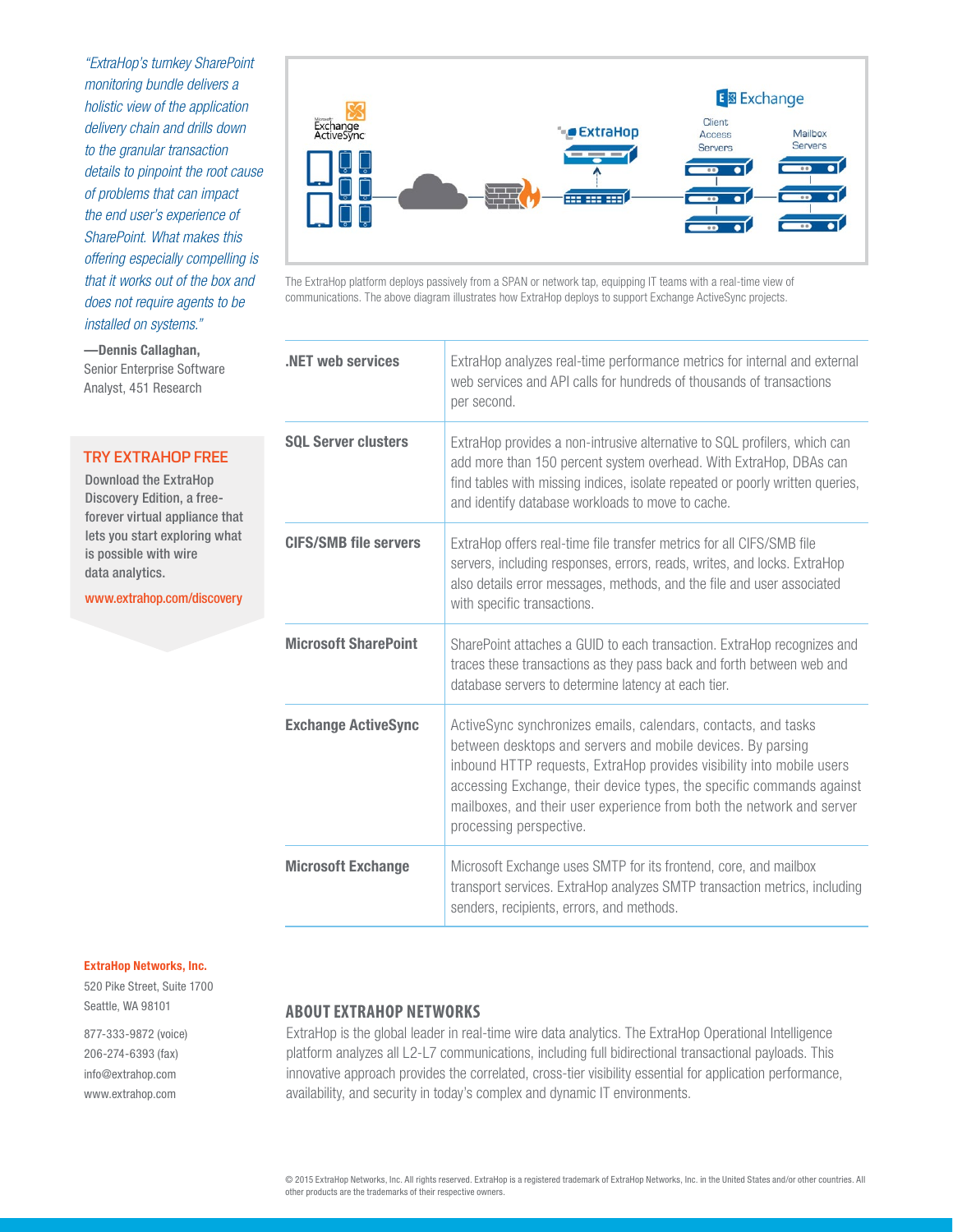*"ExtraHop's turnkey SharePoint monitoring bundle delivers a holistic view of the application delivery chain and drills down to the granular transaction details to pinpoint the root cause of problems that can impact the end user's experience of SharePoint. What makes this offering especially compelling is that it works out of the box and does not require agents to be installed on systems."*

**—Dennis Callaghan,** Senior Enterprise Software Analyst, 451 Research

**TRY EXTRAHOP FREE**

Download the ExtraHop Discovery Edition, a free-forever virtual appliance that lets you start exploring what is possible with wire data analytics.

www.extrahop.com/discovery

Exchange ActiveSync

ExtraHop

Exchange

Client Access Servers

Mailbox Servers

The ExtraHop platform deploys passively from a SPAN or network tap, equipping IT teams with a real-time view of communications. The above diagram illustrates how ExtraHop deploys to support Exchange ActiveSync projects.

| | |
|---|---|
| **.NET web services** | ExtraHop analyzes real-time performance metrics for internal and external web services and API calls for hundreds of thousands of transactions per second. |
| **SQL Server clusters** | ExtraHop provides a non-intrusive alternative to SQL profilers, which can add more than 150 percent system overhead. With ExtraHop, DBAs can find tables with missing indices, isolate repeated or poorly written queries, and identify database workloads to move to cache. |
| **CIFS/SMB file servers** | ExtraHop offers real-time file transfer metrics for all CIFS/SMB file servers, including responses, errors, reads, writes, and locks. ExtraHop also details error messages, methods, and the file and user associated with specific transactions. |
| **Microsoft SharePoint** | SharePoint attaches a GUID to each transaction. ExtraHop recognizes and traces these transactions as they pass back and forth between web and database servers to determine latency at each tier. |
| **Exchange ActiveSync** | ActiveSync synchronizes emails, calendars, contacts, and tasks between desktops and servers and mobile devices. By parsing inbound HTTP requests, ExtraHop provides visibility into mobile users accessing Exchange, their device types, the specific commands against mailboxes, and their user experience from both the network and server processing perspective. |
| **Microsoft Exchange** | Microsoft Exchange uses SMTP for its frontend, core, and mailbox transport services. ExtraHop analyzes SMTP transaction metrics, including senders, recipients, errors, and methods. |

**ExtraHop Networks, Inc.**

520 Pike Street, Suite 1700
Seattle, WA 98101

877-333-9872 (voice)
206-274-6393 (fax)
info@extrahop.com
www.extrahop.com

## ABOUT EXTRAHOP NETWORKS

ExtraHop is the global leader in real-time wire data analytics. The ExtraHop Operational Intelligence platform analyzes all L2-L7 communications, including full bidirectional transactional payloads. This innovative approach provides the correlated, cross-tier visibility essential for application performance, availability, and security in today's complex and dynamic IT environments.

© 2015 ExtraHop Networks, Inc. All rights reserved. ExtraHop is a registered trademark of ExtraHop Networks, Inc. in the United States and/or other countries. All other products are the trademarks of their respective owners.